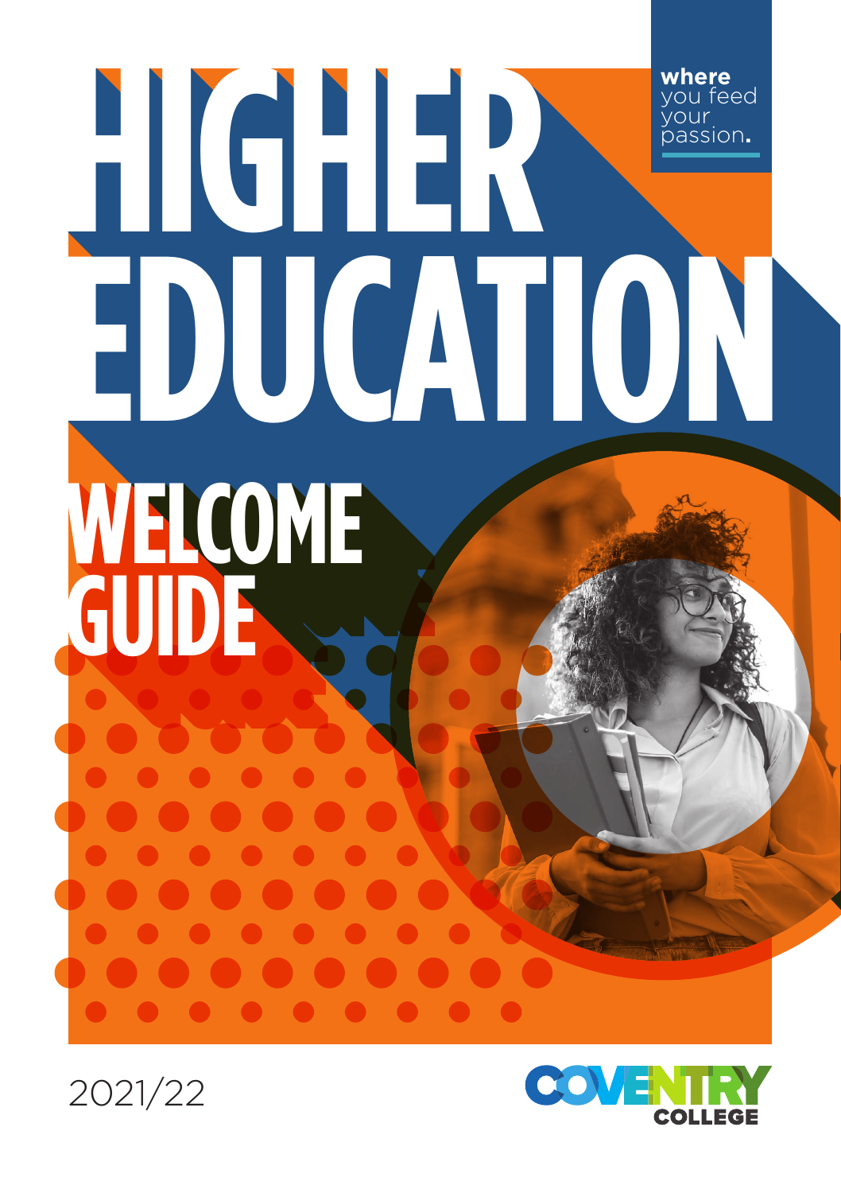# HIGHER EDUCATION

## WELCOME GUIDE

**where** you feed your passion**.**

2021/22

COVENTRY COLLEGE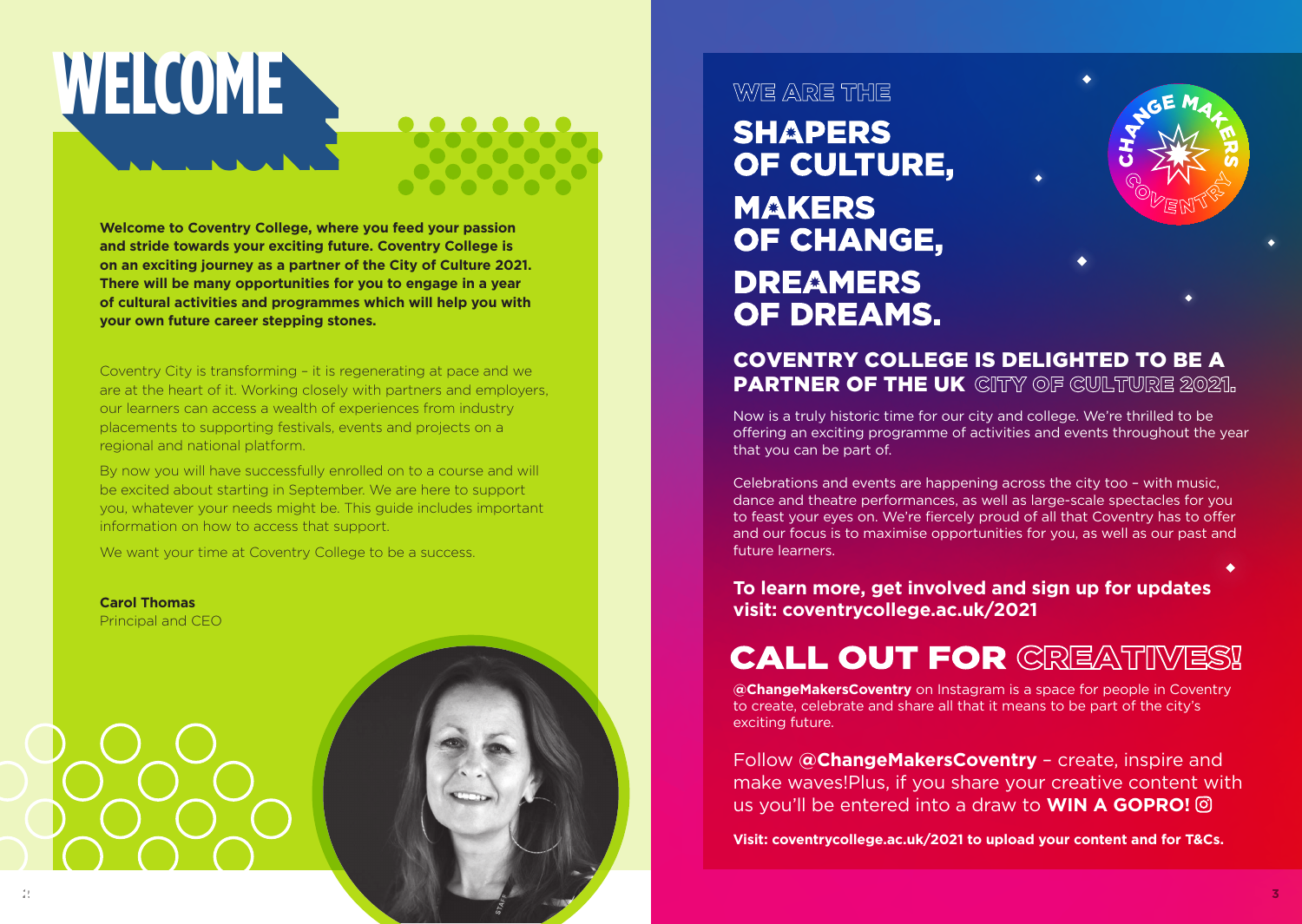# WELCOME

**Welcome to Coventry College, where you feed your passion and stride towards your exciting future. Coventry College is on an exciting journey as a partner of the City of Culture 2021. There will be many opportunities for you to engage in a year of cultural activities and programmes which will help you with your own future career stepping stones.**

Coventry City is transforming – it is regenerating at pace and we are at the heart of it. Working closely with partners and employers, our learners can access a wealth of experiences from industry placements to supporting festivals, events and projects on a regional and national platform.

By now you will have successfully enrolled on to a course and will be excited about starting in September. We are here to support you, whatever your needs might be. This guide includes important information on how to access that support.

We want your time at Coventry College to be a success.

**Carol Thomas**
Principal and CEO

WE ARE THE

# SHAPERS OF CULTURE, MAKERS OF CHANGE, DREAMERS OF DREAMS.

## COVENTRY COLLEGE IS DELIGHTED TO BE A PARTNER OF THE UK CITY OF CULTURE 2021.

Now is a truly historic time for our city and college. We're thrilled to be offering an exciting programme of activities and events throughout the year that you can be part of.

Celebrations and events are happening across the city too – with music, dance and theatre performances, as well as large-scale spectacles for you to feast your eyes on. We're fiercely proud of all that Coventry has to offer and our focus is to maximise opportunities for you, as well as our past and future learners.

**To learn more, get involved and sign up for updates visit: coventrycollege.ac.uk/2021**

## CALL OUT FOR CREATIVES!

**@ChangeMakersCoventry** on Instagram is a space for people in Coventry to create, celebrate and share all that it means to be part of the city's exciting future.

Follow **@ChangeMakersCoventry** – create, inspire and make waves!Plus, if you share your creative content with us you'll be entered into a draw to **WIN A GOPRO!**

**Visit: coventrycollege.ac.uk/2021 to upload your content and for T&Cs.**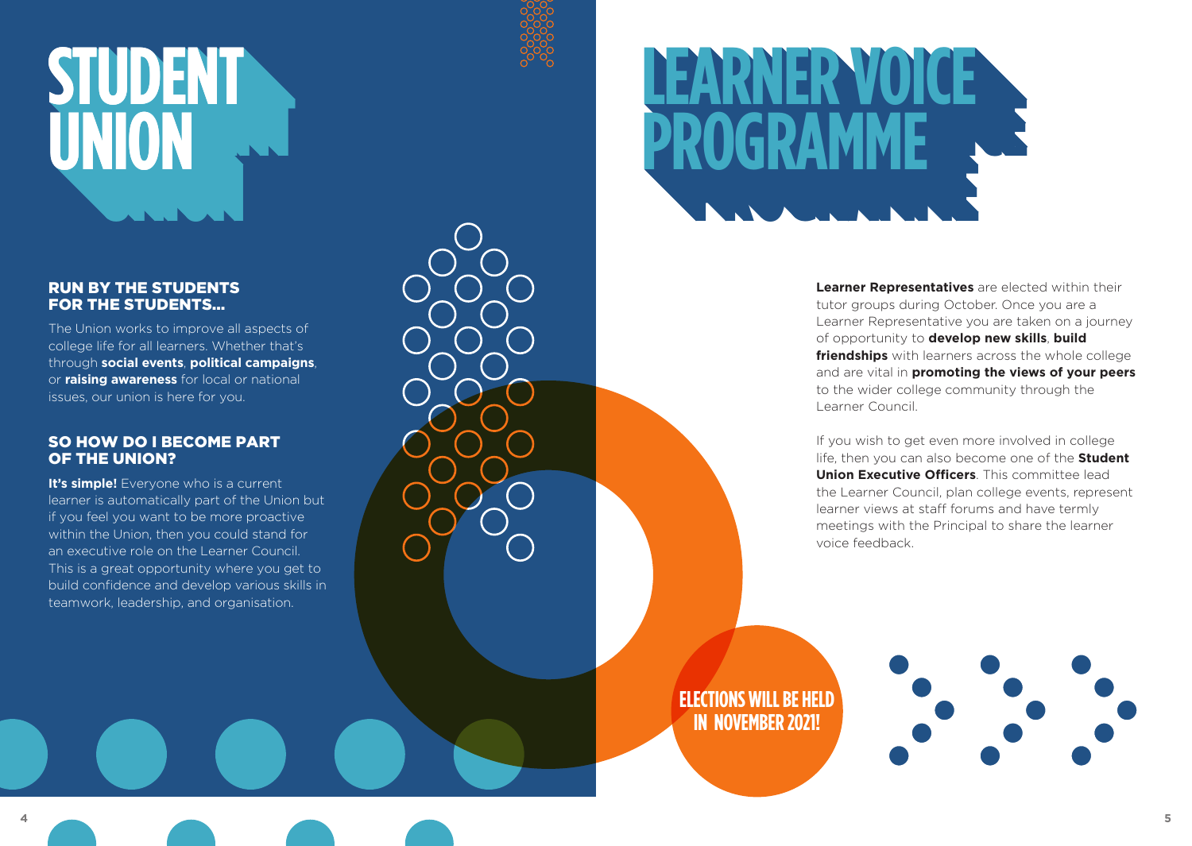# STUDENT UNION

## RUN BY THE STUDENTS FOR THE STUDENTS...

The Union works to improve all aspects of college life for all learners. Whether that's through **social events**, **political campaigns**, or **raising awareness** for local or national issues, our union is here for you.

## SO HOW DO I BECOME PART OF THE UNION?

**It's simple!** Everyone who is a current learner is automatically part of the Union but if you feel you want to be more proactive within the Union, then you could stand for an executive role on the Learner Council. This is a great opportunity where you get to build confidence and develop various skills in teamwork, leadership, and organisation.

# LEARNER VOICE PROGRAMME

**Learner Representatives** are elected within their tutor groups during October. Once you are a Learner Representative you are taken on a journey of opportunity to **develop new skills**, **build friendships** with learners across the whole college and are vital in **promoting the views of your peers** to the wider college community through the Learner Council.

If you wish to get even more involved in college life, then you can also become one of the **Student Union Executive Officers**. This committee lead the Learner Council, plan college events, represent learner views at staff forums and have termly meetings with the Principal to share the learner voice feedback.

**ELECTIONS WILL BE HELD IN NOVEMBER 2021!**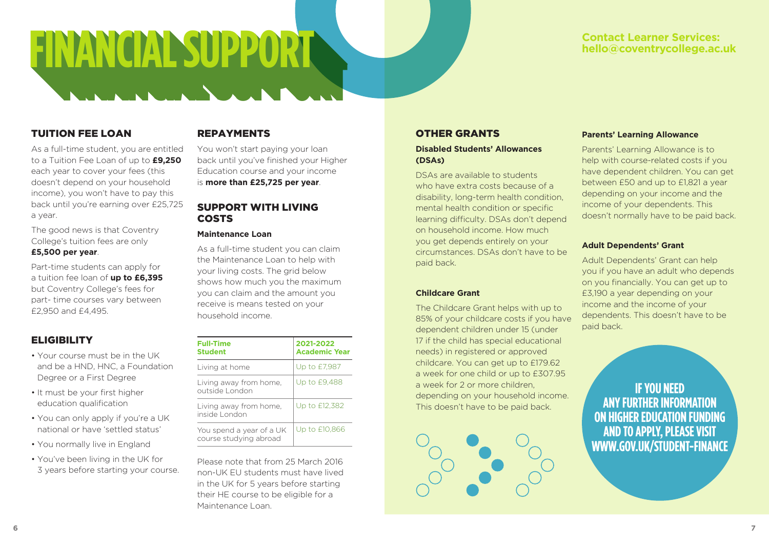# FINANCIAL SUPPORT

**Contact Learner Services: hello@coventrycollege.ac.uk**

## TUITION FEE LOAN

As a full-time student, you are entitled to a Tuition Fee Loan of up to **£9,250** each year to cover your fees (this doesn't depend on your household income), you won't have to pay this back until you're earning over £25,725 a year.

The good news is that Coventry College's tuition fees are only **£5,500 per year**.

Part-time students can apply for a tuition fee loan of **up to £6,395** but Coventry College's fees for part- time courses vary between £2,950 and £4,495.

## ELIGIBILITY

- Your course must be in the UK and be a HND, HNC, a Foundation Degree or a First Degree
- It must be your first higher education qualification
- You can only apply if you're a UK national or have 'settled status'
- You normally live in England
- You've been living in the UK for 3 years before starting your course.

## REPAYMENTS

You won't start paying your loan back until you've finished your Higher Education course and your income is **more than £25,725 per year**.

## SUPPORT WITH LIVING COSTS

### Maintenance Loan

As a full-time student you can claim the Maintenance Loan to help with your living costs. The grid below shows how much you the maximum you can claim and the amount you receive is means tested on your household income.

| Full-Time Student | 2021-2022 Academic Year |
|---|---|
| Living at home | Up to £7,987 |
| Living away from home, outside London | Up to £9,488 |
| Living away from home, inside London | Up to £12,382 |
| You spend a year of a UK course studying abroad | Up to £10,866 |

Please note that from 25 March 2016 non-UK EU students must have lived in the UK for 5 years before starting their HE course to be eligible for a Maintenance Loan.

## OTHER GRANTS

### Disabled Students' Allowances (DSAs)

DSAs are available to students who have extra costs because of a disability, long-term health condition, mental health condition or specific learning difficulty. DSAs don't depend on household income. How much you get depends entirely on your circumstances. DSAs don't have to be paid back.

### Childcare Grant

The Childcare Grant helps with up to 85% of your childcare costs if you have dependent children under 15 (under 17 if the child has special educational needs) in registered or approved childcare. You can get up to £179.62 a week for one child or up to £307.95 a week for 2 or more children, depending on your household income. This doesn't have to be paid back.

### Parents' Learning Allowance

Parents' Learning Allowance is to help with course-related costs if you have dependent children. You can get between £50 and up to £1,821 a year depending on your income and the income of your dependents. This doesn't normally have to be paid back.

### Adult Dependents' Grant

Adult Dependents' Grant can help you if you have an adult who depends on you financially. You can get up to £3,190 a year depending on your income and the income of your dependents. This doesn't have to be paid back.

**IF YOU NEED ANY FURTHER INFORMATION ON HIGHER EDUCATION FUNDING AND TO APPLY, PLEASE VISIT WWW.GOV.UK/STUDENT-FINANCE**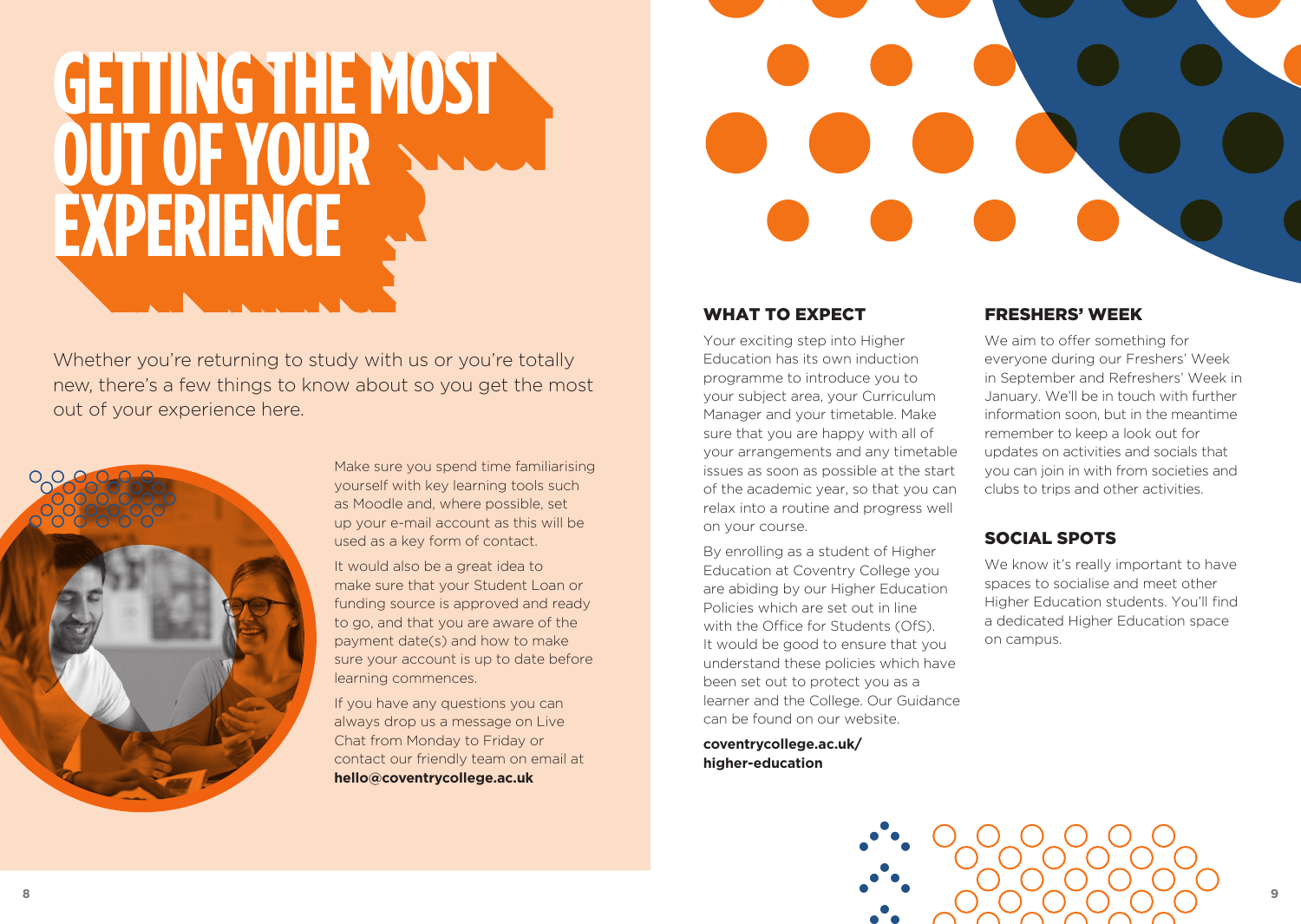# GETTING THE MOST OUT OF YOUR EXPERIENCE

Whether you're returning to study with us or you're totally new, there's a few things to know about so you get the most out of your experience here.

Make sure you spend time familiarising yourself with key learning tools such as Moodle and, where possible, set up your e-mail account as this will be used as a key form of contact.

It would also be a great idea to make sure that your Student Loan or funding source is approved and ready to go, and that you are aware of the payment date(s) and how to make sure your account is up to date before learning commences.

If you have any questions you can always drop us a message on Live Chat from Monday to Friday or contact our friendly team on email at **hello@coventrycollege.ac.uk**

## WHAT TO EXPECT

Your exciting step into Higher Education has its own induction programme to introduce you to your subject area, your Curriculum Manager and your timetable. Make sure that you are happy with all of your arrangements and any timetable issues as soon as possible at the start of the academic year, so that you can relax into a routine and progress well on your course.

By enrolling as a student of Higher Education at Coventry College you are abiding by our Higher Education Policies which are set out in line with the Office for Students (OfS). It would be good to ensure that you understand these policies which have been set out to protect you as a learner and the College. Our Guidance can be found on our website.

**coventrycollege.ac.uk/higher-education**

## FRESHERS' WEEK

We aim to offer something for everyone during our Freshers' Week in September and Refreshers' Week in January. We'll be in touch with further information soon, but in the meantime remember to keep a look out for updates on activities and socials that you can join in with from societies and clubs to trips and other activities.

## SOCIAL SPOTS

We know it's really important to have spaces to socialise and meet other Higher Education students. You'll find a dedicated Higher Education space on campus.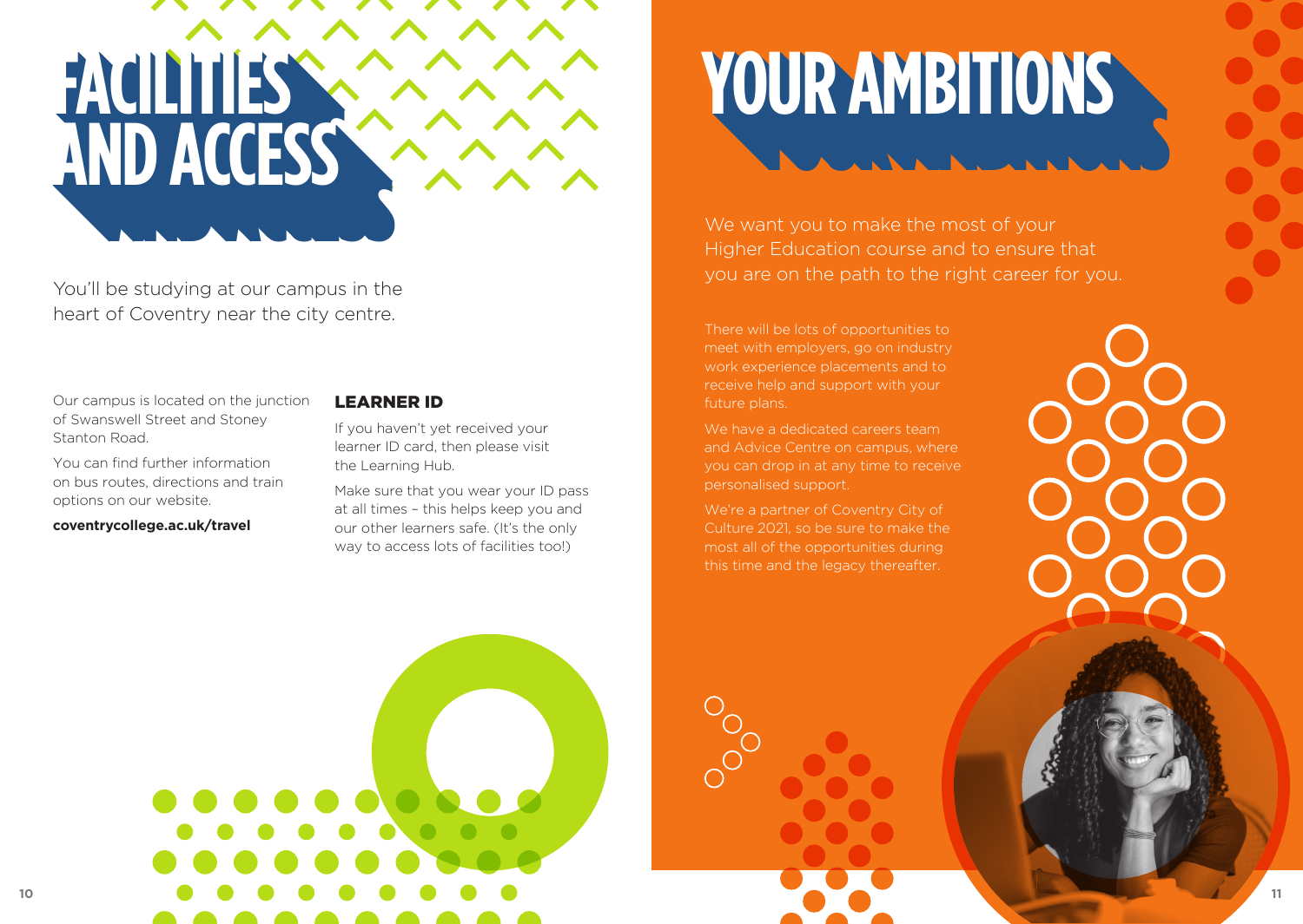# FACILITIES AND ACCESS

You'll be studying at our campus in the heart of Coventry near the city centre.

Our campus is located on the junction of Swanswell Street and Stoney Stanton Road.

You can find further information on bus routes, directions and train options on our website.

**coventrycollege.ac.uk/travel**

## LEARNER ID

If you haven't yet received your learner ID card, then please visit the Learning Hub.

Make sure that you wear your ID pass at all times – this helps keep you and our other learners safe. (It's the only way to access lots of facilities too!)

# YOUR AMBITIONS

We want you to make the most of your Higher Education course and to ensure that you are on the path to the right career for you.

There will be lots of opportunities to meet with employers, go on industry work experience placements and to receive help and support with your future plans.

We have a dedicated careers team and Advice Centre on campus, where you can drop in at any time to receive personalised support.

We're a partner of Coventry City of Culture 2021, so be sure to make the most all of the opportunities during this time and the legacy thereafter.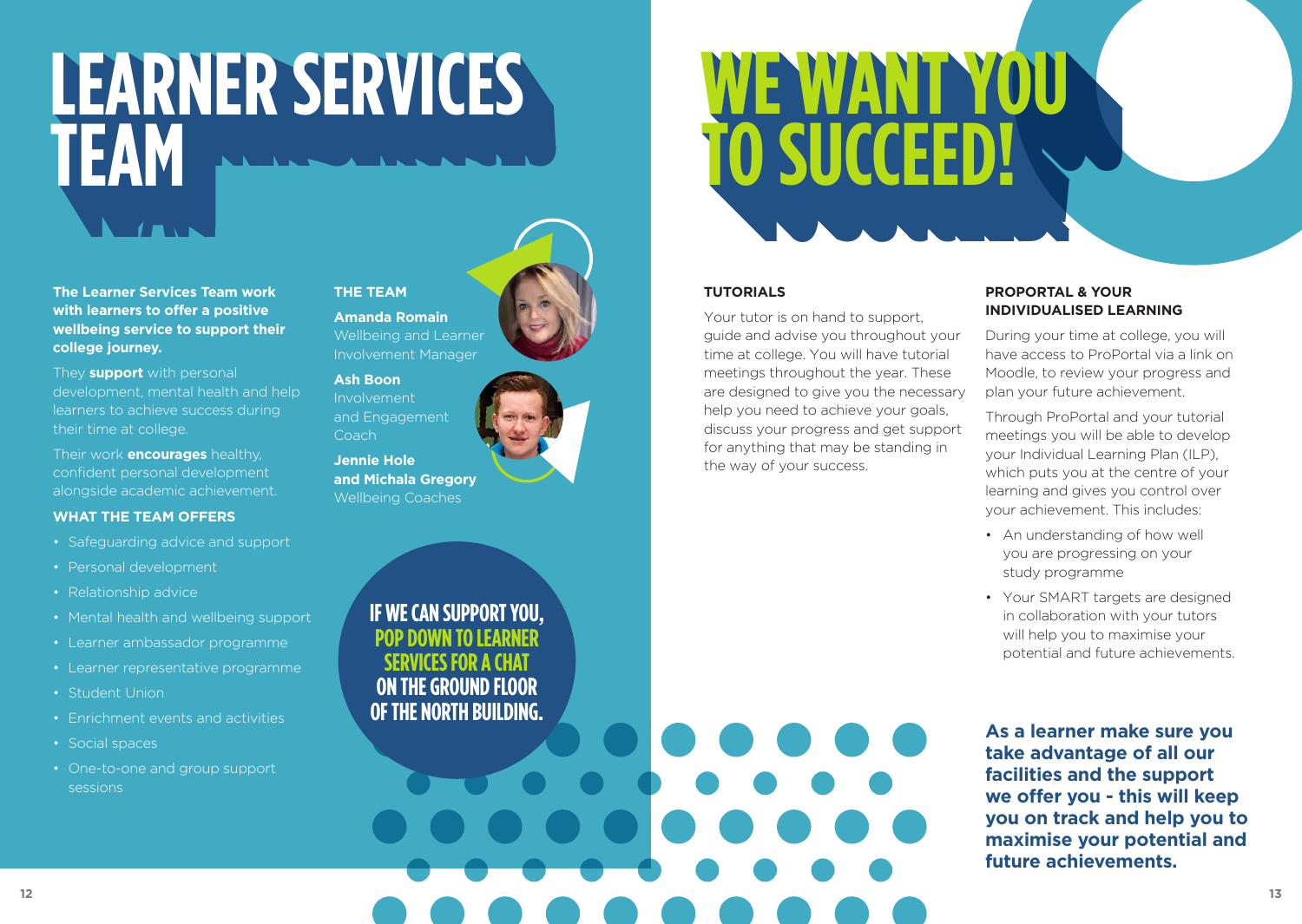# LEARNER SERVICES TEAM

**The Learner Services Team work with learners to offer a positive wellbeing service to support their college journey.**

They **support** with personal development, mental health and help learners to achieve success during their time at college.

Their work **encourages** healthy, confident personal development alongside academic achievement.

### WHAT THE TEAM OFFERS

- Safeguarding advice and support
- Personal development
- Relationship advice
- Mental health and wellbeing support
- Learner ambassador programme
- Learner representative programme
- Student Union
- Enrichment events and activities
- Social spaces
- One-to-one and group support sessions

### THE TEAM

**Amanda Romain**
Wellbeing and Learner Involvement Manager

**Ash Boon**
Involvement and Engagement Coach

**Jennie Hole and Michala Gregory**
Wellbeing Coaches

**IF WE CAN SUPPORT YOU, POP DOWN TO LEARNER SERVICES FOR A CHAT ON THE GROUND FLOOR OF THE NORTH BUILDING.**

# WE WANT YOU TO SUCCEED!

### TUTORIALS

Your tutor is on hand to support, guide and advise you throughout your time at college. You will have tutorial meetings throughout the year. These are designed to give you the necessary help you need to achieve your goals, discuss your progress and get support for anything that may be standing in the way of your success.

### PROPORTAL & YOUR INDIVIDUALISED LEARNING

During your time at college, you will have access to ProPortal via a link on Moodle, to review your progress and plan your future achievement.

Through ProPortal and your tutorial meetings you will be able to develop your Individual Learning Plan (ILP), which puts you at the centre of your learning and gives you control over your achievement. This includes:

- An understanding of how well you are progressing on your study programme
- Your SMART targets are designed in collaboration with your tutors will help you to maximise your potential and future achievements.

**As a learner make sure you take advantage of all our facilities and the support we offer you - this will keep you on track and help you to maximise your potential and future achievements.**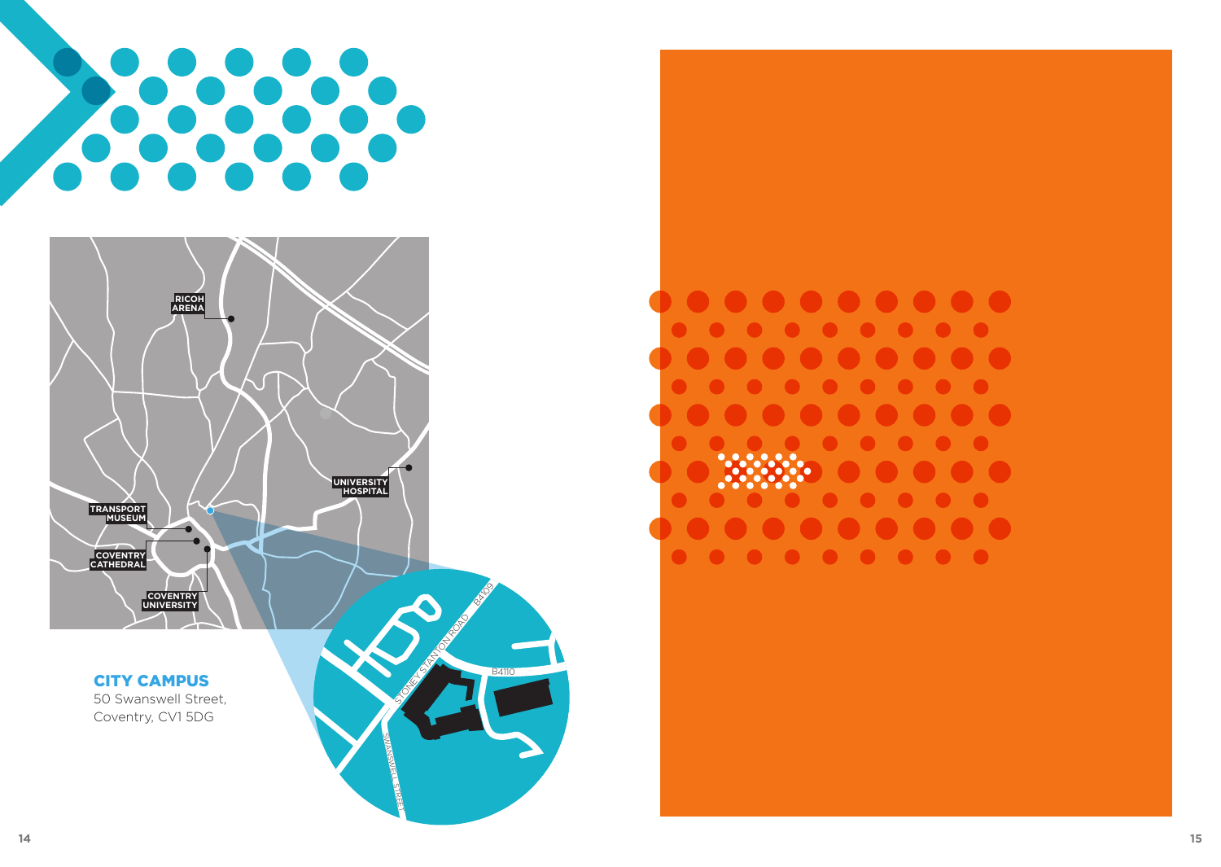## CITY CAMPUS

50 Swanswell Street,
Coventry, CV1 5DG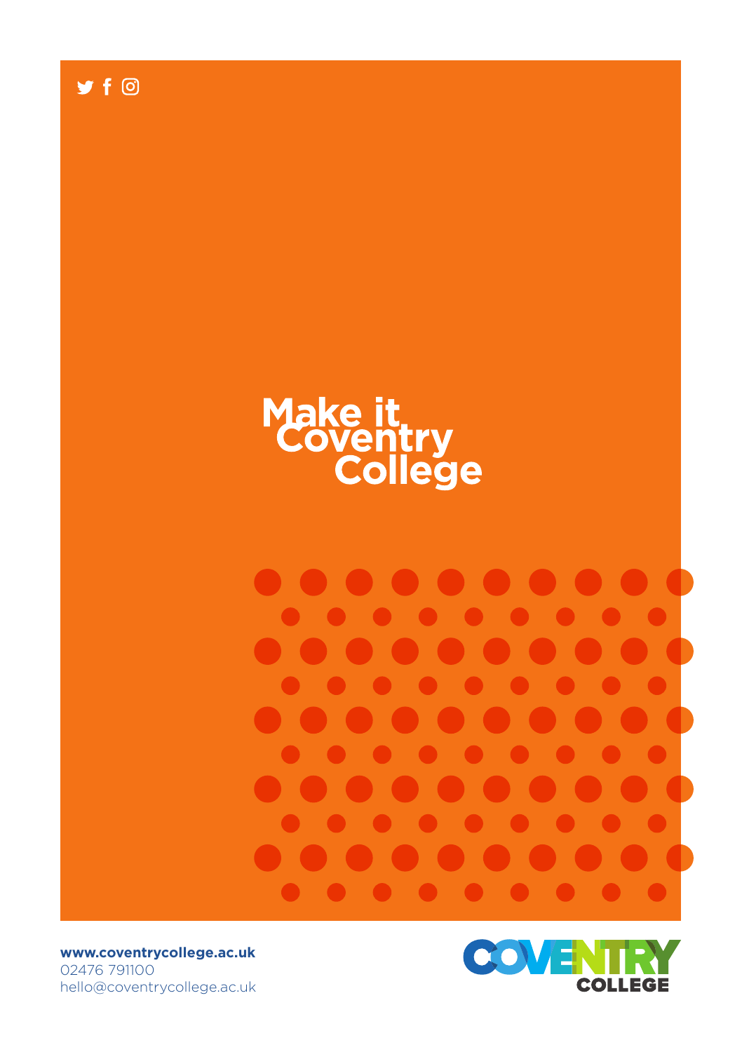Make it Coventry College

**www.coventrycollege.ac.uk**
02476 791100
hello@coventrycollege.ac.uk

COVENTRY COLLEGE